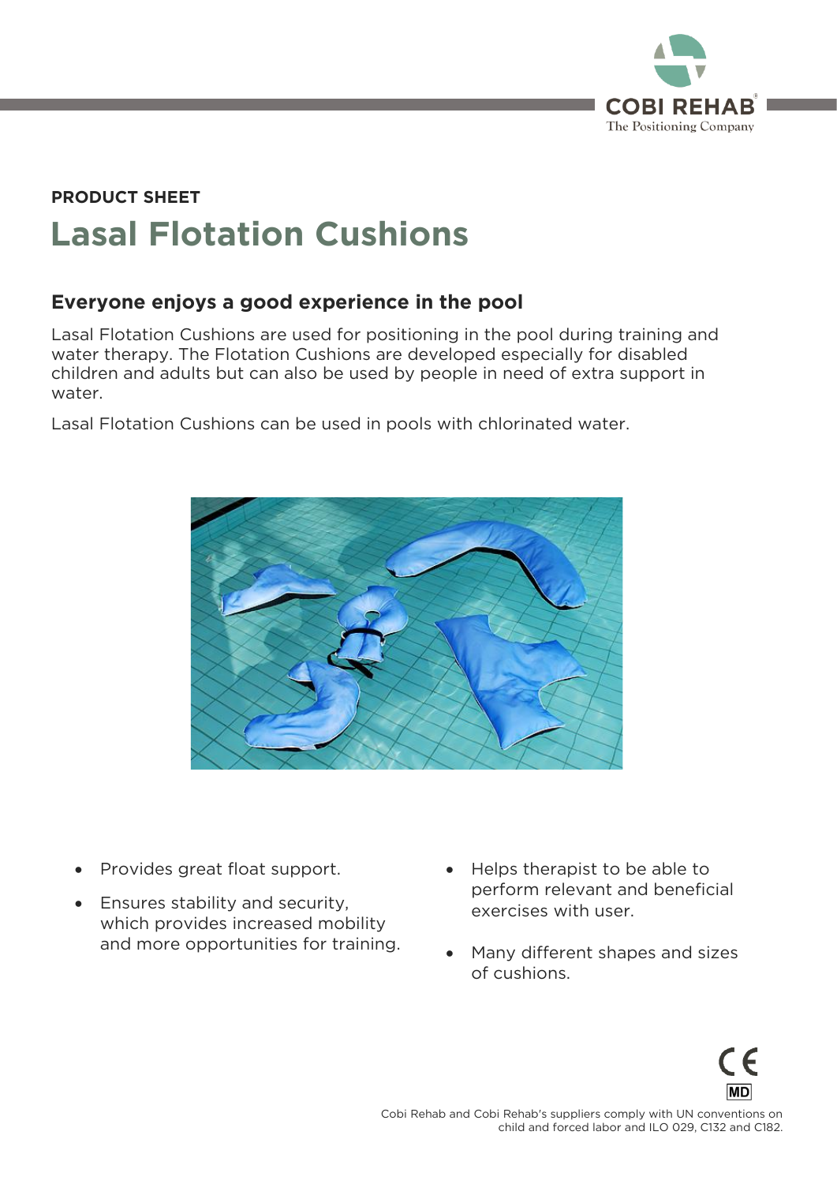PRODUCT SHEET

# Lasal Flotation Cushions

## Everyone enjoys a good experience in the pool

Lasal Flotation Cushions are used for positioning in the pool during training and water therapy. The Flotation Cushions are developed especially for disabled children and adults but can also be used by people in need of extra support in water.

Lasal Flotation Cushions can be used in pools with chlorinated water.

- Provides great float support.
- Ensures stability and security, which provides increased mobility and more opportunities for training.
- Helps therapist to be able to perform relevant and beneficial exercises with user.
- Many different shapes and sizes of cushions.

Cobi Rehab and Cobi Rehab's suppliers comply with UN conventions on child and forced labor and ILO 029, C132 and C182.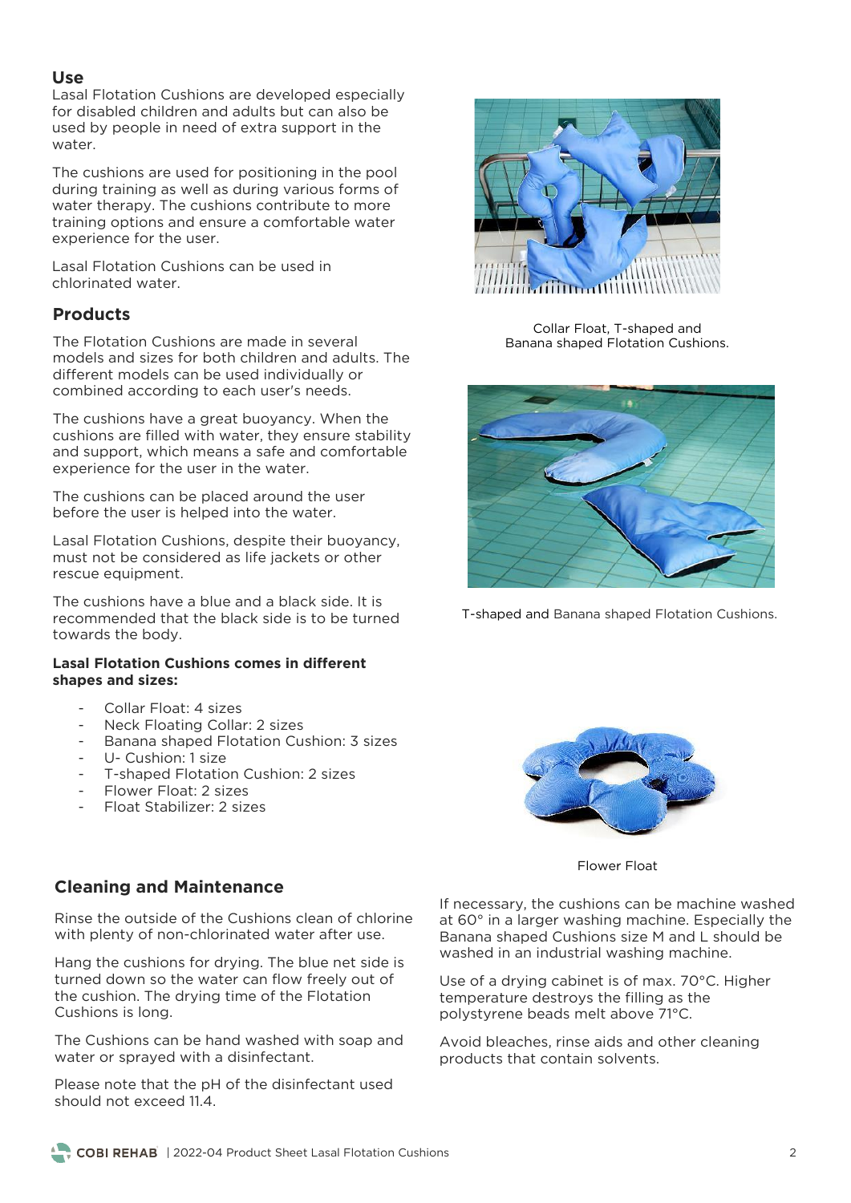## Use

Lasal Flotation Cushions are developed especially for disabled children and adults but can also be used by people in need of extra support in the water.

The cushions are used for positioning in the pool during training as well as during various forms of water therapy. The cushions contribute to more training options and ensure a comfortable water experience for the user.

Lasal Flotation Cushions can be used in chlorinated water.

## Products

The Flotation Cushions are made in several models and sizes for both children and adults. The different models can be used individually or combined according to each user's needs.

The cushions have a great buoyancy. When the cushions are filled with water, they ensure stability and support, which means a safe and comfortable experience for the user in the water.

The cushions can be placed around the user before the user is helped into the water.

Lasal Flotation Cushions, despite their buoyancy, must not be considered as life jackets or other rescue equipment.

The cushions have a blue and a black side. It is recommended that the black side is to be turned towards the body.

**Lasal Flotation Cushions comes in different shapes and sizes:**

- Collar Float: 4 sizes
- Neck Floating Collar: 2 sizes
- Banana shaped Flotation Cushion: 3 sizes
- U- Cushion: 1 size
- T-shaped Flotation Cushion: 2 sizes
- Flower Float: 2 sizes
- Float Stabilizer: 2 sizes

Collar Float, T-shaped and Banana shaped Flotation Cushions.

T-shaped and Banana shaped Flotation Cushions.

Flower Float

## Cleaning and Maintenance

Rinse the outside of the Cushions clean of chlorine with plenty of non-chlorinated water after use.

Hang the cushions for drying. The blue net side is turned down so the water can flow freely out of the cushion. The drying time of the Flotation Cushions is long.

The Cushions can be hand washed with soap and water or sprayed with a disinfectant.

Please note that the pH of the disinfectant used should not exceed 11.4.

If necessary, the cushions can be machine washed at 60° in a larger washing machine. Especially the Banana shaped Cushions size M and L should be washed in an industrial washing machine.

Use of a drying cabinet is of max. 70°C. Higher temperature destroys the filling as the polystyrene beads melt above 71°C.

Avoid bleaches, rinse aids and other cleaning products that contain solvents.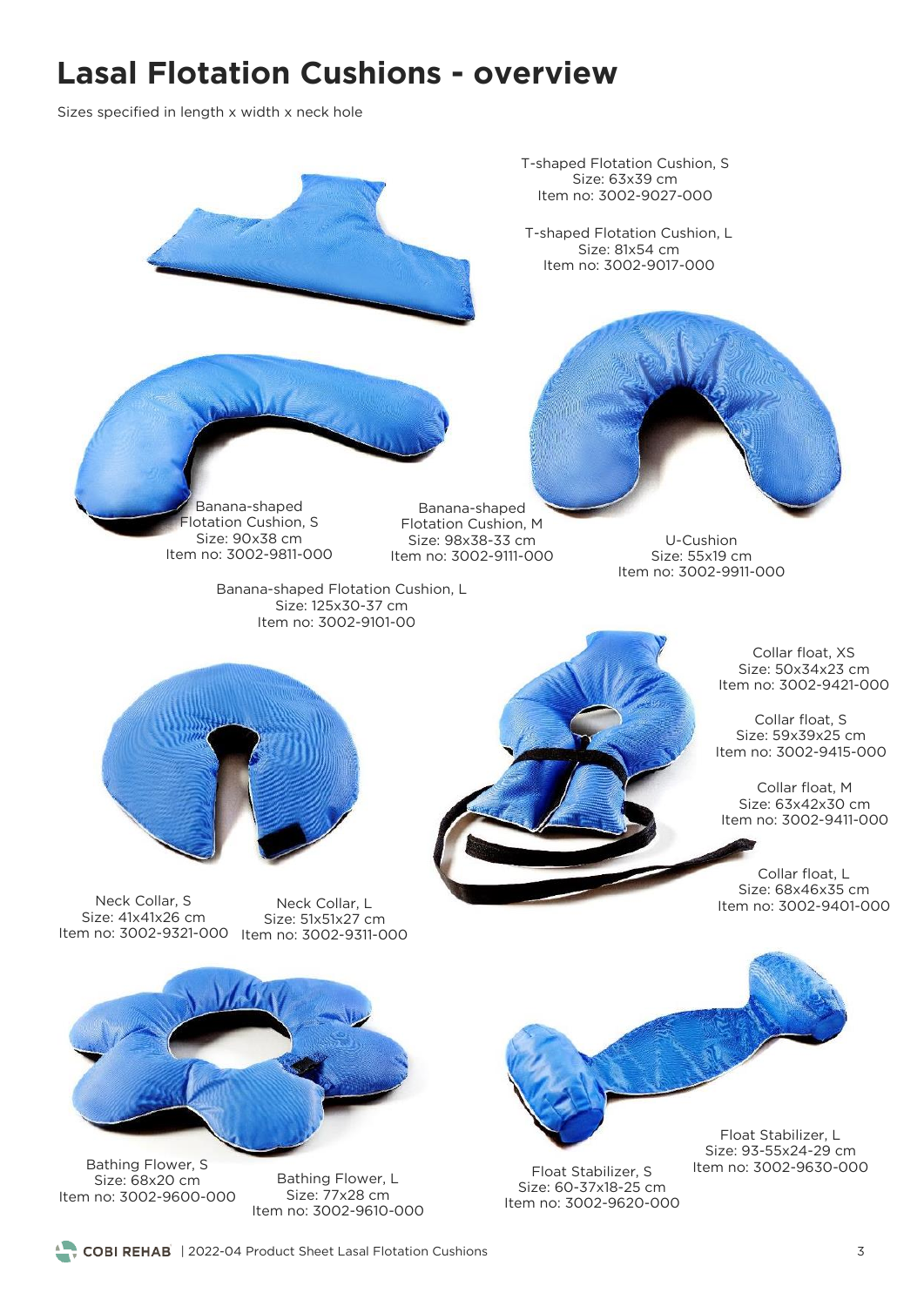# Lasal Flotation Cushions - overview

Sizes specified in length x width x neck hole

T-shaped Flotation Cushion, S
Size: 63x39 cm
Item no: 3002-9027-000

T-shaped Flotation Cushion, L
Size: 81x54 cm
Item no: 3002-9017-000

Banana-shaped Flotation Cushion, S
Size: 90x38 cm
Item no: 3002-9811-000

Banana-shaped Flotation Cushion, M
Size: 98x38-33 cm
Item no: 3002-9111-000

U-Cushion
Size: 55x19 cm
Item no: 3002-9911-000

Banana-shaped Flotation Cushion, L
Size: 125x30-37 cm
Item no: 3002-9101-00

Collar float, XS
Size: 50x34x23 cm
Item no: 3002-9421-000

Collar float, S
Size: 59x39x25 cm
Item no: 3002-9415-000

Collar float, M
Size: 63x42x30 cm
Item no: 3002-9411-000

Collar float, L
Size: 68x46x35 cm
Item no: 3002-9401-000

Neck Collar, S
Size: 41x41x26 cm
Item no: 3002-9321-000

Neck Collar, L
Size: 51x51x27 cm
Item no: 3002-9311-000

Bathing Flower, S
Size: 68x20 cm
Item no: 3002-9600-000

Bathing Flower, L
Size: 77x28 cm
Item no: 3002-9610-000

Float Stabilizer, S
Size: 60-37x18-25 cm
Item no: 3002-9620-000

Float Stabilizer, L
Size: 93-55x24-29 cm
Item no: 3002-9630-000

COBI REHAB | 2022-04 Product Sheet Lasal Flotation Cushions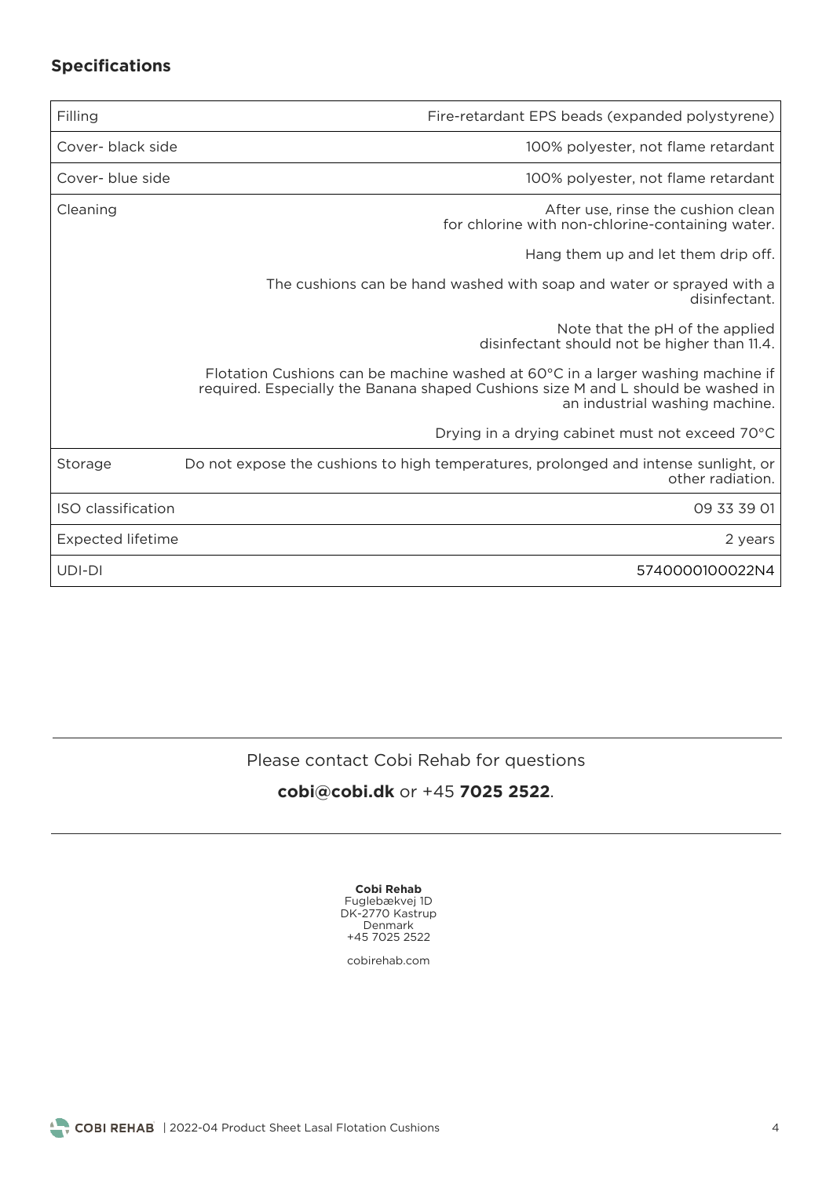## Specifications

| | |
|---|---|
| Filling | Fire-retardant EPS beads (expanded polystyrene) |
| Cover- black side | 100% polyester, not flame retardant |
| Cover- blue side | 100% polyester, not flame retardant |
| Cleaning | After use, rinse the cushion clean for chlorine with non-chlorine-containing water.<br><br>Hang them up and let them drip off.<br><br>The cushions can be hand washed with soap and water or sprayed with a disinfectant.<br><br>Note that the pH of the applied disinfectant should not be higher than 11.4.<br><br>Flotation Cushions can be machine washed at 60°C in a larger washing machine if required. Especially the Banana shaped Cushions size M and L should be washed in an industrial washing machine.<br><br>Drying in a drying cabinet must not exceed 70°C |
| Storage | Do not expose the cushions to high temperatures, prolonged and intense sunlight, or other radiation. |
| ISO classification | 09 33 39 01 |
| Expected lifetime | 2 years |
| UDI-DI | 5740000100022N4 |

---

Please contact Cobi Rehab for questions

**cobi@cobi.dk** or +45 **7025 2522**.

---

**Cobi Rehab**
Fuglebækvej 1D
DK-2770 Kastrup
Denmark
+45 7025 2522

cobirehab.com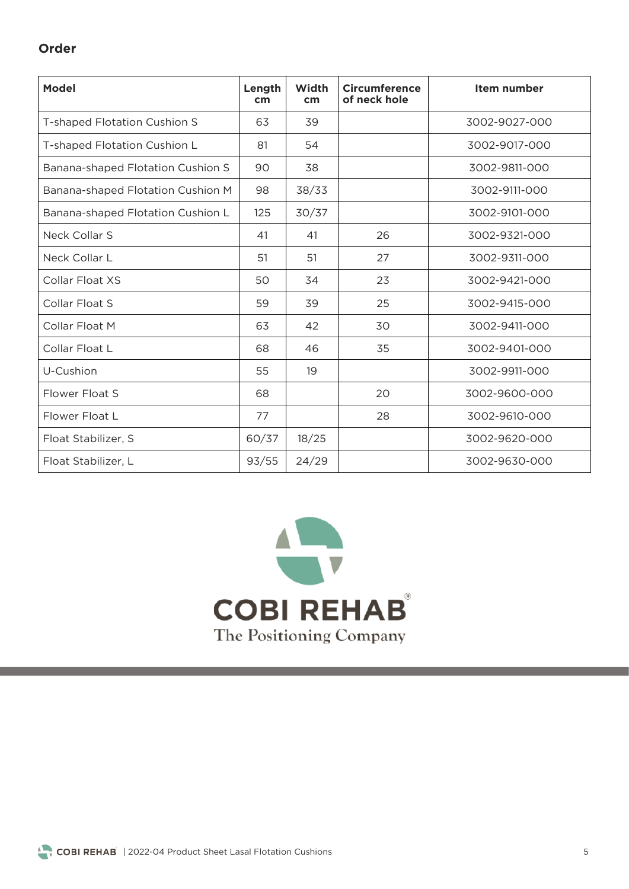## Order

| Model | Length cm | Width cm | Circumference of neck hole | Item number |
|---|---|---|---|---|
| T-shaped Flotation Cushion S | 63 | 39 | | 3002-9027-000 |
| T-shaped Flotation Cushion L | 81 | 54 | | 3002-9017-000 |
| Banana-shaped Flotation Cushion S | 90 | 38 | | 3002-9811-000 |
| Banana-shaped Flotation Cushion M | 98 | 38/33 | | 3002-9111-000 |
| Banana-shaped Flotation Cushion L | 125 | 30/37 | | 3002-9101-000 |
| Neck Collar S | 41 | 41 | 26 | 3002-9321-000 |
| Neck Collar L | 51 | 51 | 27 | 3002-9311-000 |
| Collar Float XS | 50 | 34 | 23 | 3002-9421-000 |
| Collar Float S | 59 | 39 | 25 | 3002-9415-000 |
| Collar Float M | 63 | 42 | 30 | 3002-9411-000 |
| Collar Float L | 68 | 46 | 35 | 3002-9401-000 |
| U-Cushion | 55 | 19 | | 3002-9911-000 |
| Flower Float S | 68 | | 20 | 3002-9600-000 |
| Flower Float L | 77 | | 28 | 3002-9610-000 |
| Float Stabilizer, S | 60/37 | 18/25 | | 3002-9620-000 |
| Float Stabilizer, L | 93/55 | 24/29 | | 3002-9630-000 |

COBI REHAB®

The Positioning Company